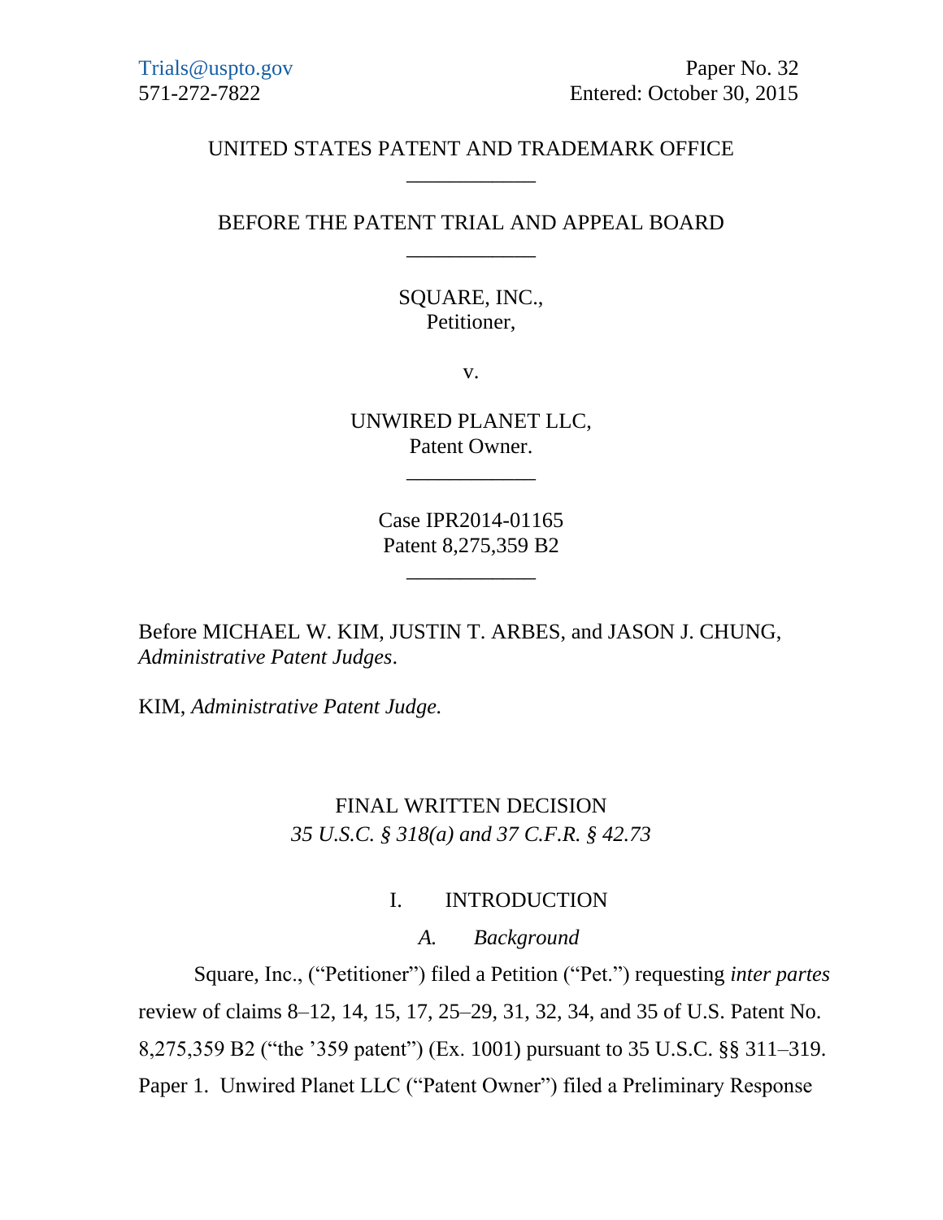Trials@uspto.gov
571-272-7822

Paper No. 32
Entered: October 30, 2015

UNITED STATES PATENT AND TRADEMARK OFFICE

____________

BEFORE THE PATENT TRIAL AND APPEAL BOARD

____________

SQUARE, INC.,
Petitioner,

v.

UNWIRED PLANET LLC,
Patent Owner.

____________

Case IPR2014-01165
Patent 8,275,359 B2

____________

Before MICHAEL W. KIM, JUSTIN T. ARBES, and JASON J. CHUNG, *Administrative Patent Judges*.

KIM, *Administrative Patent Judge.*

# FINAL WRITTEN DECISION
*35 U.S.C. § 318(a) and 37 C.F.R. § 42.73*

## I. INTRODUCTION

### *A. Background*

Square, Inc., ("Petitioner") filed a Petition ("Pet.") requesting *inter partes* review of claims 8–12, 14, 15, 17, 25–29, 31, 32, 34, and 35 of U.S. Patent No. 8,275,359 B2 ("the '359 patent") (Ex. 1001) pursuant to 35 U.S.C. §§ 311–319. Paper 1. Unwired Planet LLC ("Patent Owner") filed a Preliminary Response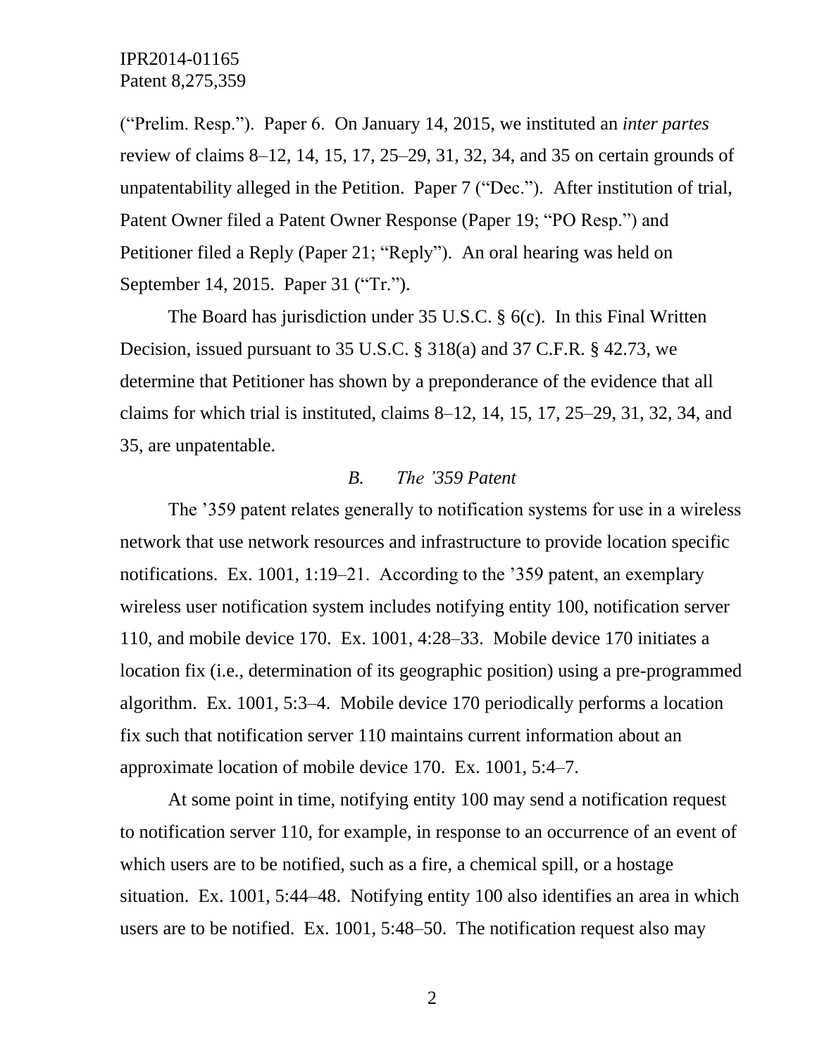("Prelim. Resp."). Paper 6. On January 14, 2015, we instituted an *inter partes* review of claims 8–12, 14, 15, 17, 25–29, 31, 32, 34, and 35 on certain grounds of unpatentability alleged in the Petition. Paper 7 ("Dec."). After institution of trial, Patent Owner filed a Patent Owner Response (Paper 19; "PO Resp.") and Petitioner filed a Reply (Paper 21; "Reply"). An oral hearing was held on September 14, 2015. Paper 31 ("Tr.").

The Board has jurisdiction under 35 U.S.C. § 6(c). In this Final Written Decision, issued pursuant to 35 U.S.C. § 318(a) and 37 C.F.R. § 42.73, we determine that Petitioner has shown by a preponderance of the evidence that all claims for which trial is instituted, claims 8–12, 14, 15, 17, 25–29, 31, 32, 34, and 35, are unpatentable.

### *B. The '359 Patent*

The '359 patent relates generally to notification systems for use in a wireless network that use network resources and infrastructure to provide location specific notifications. Ex. 1001, 1:19–21. According to the '359 patent, an exemplary wireless user notification system includes notifying entity 100, notification server 110, and mobile device 170. Ex. 1001, 4:28–33. Mobile device 170 initiates a location fix (i.e., determination of its geographic position) using a pre-programmed algorithm. Ex. 1001, 5:3–4. Mobile device 170 periodically performs a location fix such that notification server 110 maintains current information about an approximate location of mobile device 170. Ex. 1001, 5:4–7.

At some point in time, notifying entity 100 may send a notification request to notification server 110, for example, in response to an occurrence of an event of which users are to be notified, such as a fire, a chemical spill, or a hostage situation. Ex. 1001, 5:44–48. Notifying entity 100 also identifies an area in which users are to be notified. Ex. 1001, 5:48–50. The notification request also may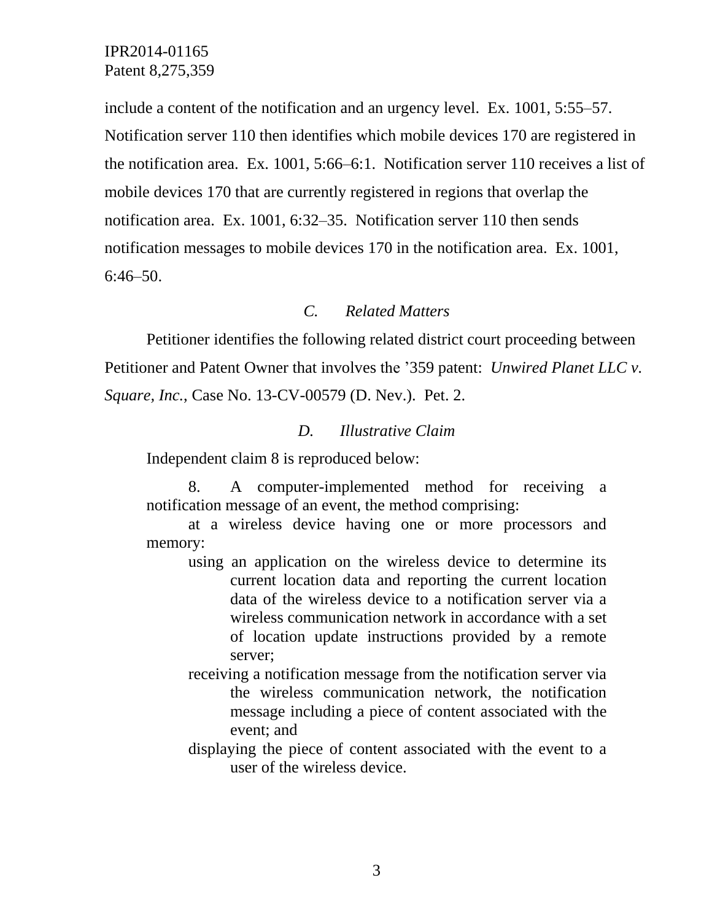include a content of the notification and an urgency level. Ex. 1001, 5:55–57. Notification server 110 then identifies which mobile devices 170 are registered in the notification area. Ex. 1001, 5:66–6:1. Notification server 110 receives a list of mobile devices 170 that are currently registered in regions that overlap the notification area. Ex. 1001, 6:32–35. Notification server 110 then sends notification messages to mobile devices 170 in the notification area. Ex. 1001, 6:46–50.

### *C. Related Matters*

Petitioner identifies the following related district court proceeding between Petitioner and Patent Owner that involves the ’359 patent: *Unwired Planet LLC v. Square, Inc.*, Case No. 13-CV-00579 (D. Nev.). Pet. 2.

### *D. Illustrative Claim*

Independent claim 8 is reproduced below:

> 8. A computer-implemented method for receiving a notification message of an event, the method comprising:
>
> at a wireless device having one or more processors and memory:
>
> using an application on the wireless device to determine its current location data and reporting the current location data of the wireless device to a notification server via a wireless communication network in accordance with a set of location update instructions provided by a remote server;
>
> receiving a notification message from the notification server via the wireless communication network, the notification message including a piece of content associated with the event; and
>
> displaying the piece of content associated with the event to a user of the wireless device.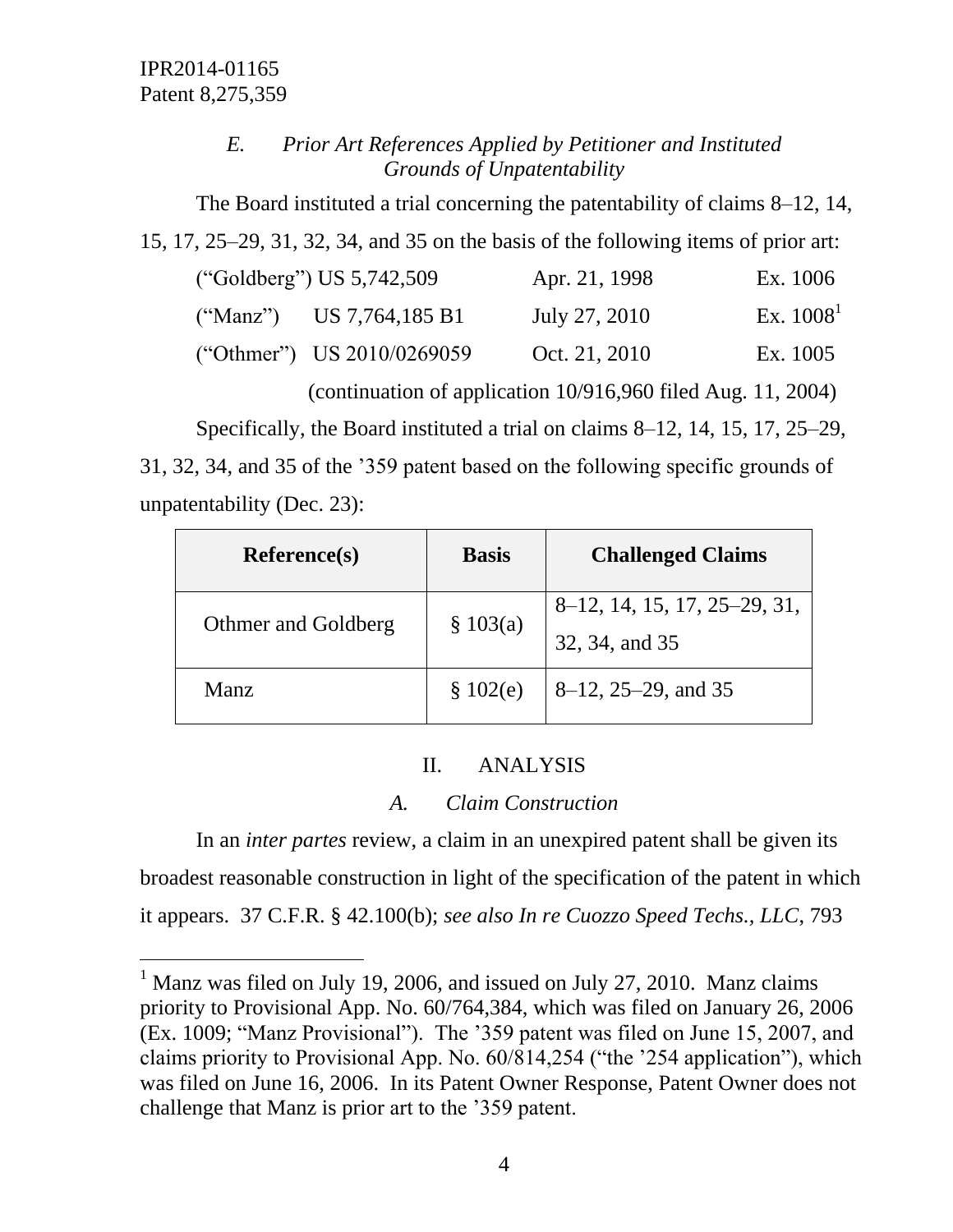### *E. Prior Art References Applied by Petitioner and Instituted Grounds of Unpatentability*

The Board instituted a trial concerning the patentability of claims 8–12, 14, 15, 17, 25–29, 31, 32, 34, and 35 on the basis of the following items of prior art:

("Goldberg") US 5,742,509 — Apr. 21, 1998 — Ex. 1006

("Manz") US 7,764,185 B1 — July 27, 2010 — Ex. 1008[1]

("Othmer") US 2010/0269059 — Oct. 21, 2010 — Ex. 1005

(continuation of application 10/916,960 filed Aug. 11, 2004)

Specifically, the Board instituted a trial on claims 8–12, 14, 15, 17, 25–29, 31, 32, 34, and 35 of the '359 patent based on the following specific grounds of unpatentability (Dec. 23):

| Reference(s) | Basis | Challenged Claims |
|---|---|---|
| Othmer and Goldberg | § 103(a) | 8–12, 14, 15, 17, 25–29, 31, 32, 34, and 35 |
| Manz | § 102(e) | 8–12, 25–29, and 35 |

## II. ANALYSIS

### *A. Claim Construction*

In an *inter partes* review, a claim in an unexpired patent shall be given its broadest reasonable construction in light of the specification of the patent in which it appears. 37 C.F.R. § 42.100(b); *see also In re Cuozzo Speed Techs., LLC*, 793

---

[1] Manz was filed on July 19, 2006, and issued on July 27, 2010. Manz claims priority to Provisional App. No. 60/764,384, which was filed on January 26, 2006 (Ex. 1009; "Manz Provisional"). The '359 patent was filed on June 15, 2007, and claims priority to Provisional App. No. 60/814,254 ("the '254 application"), which was filed on June 16, 2006. In its Patent Owner Response, Patent Owner does not challenge that Manz is prior art to the '359 patent.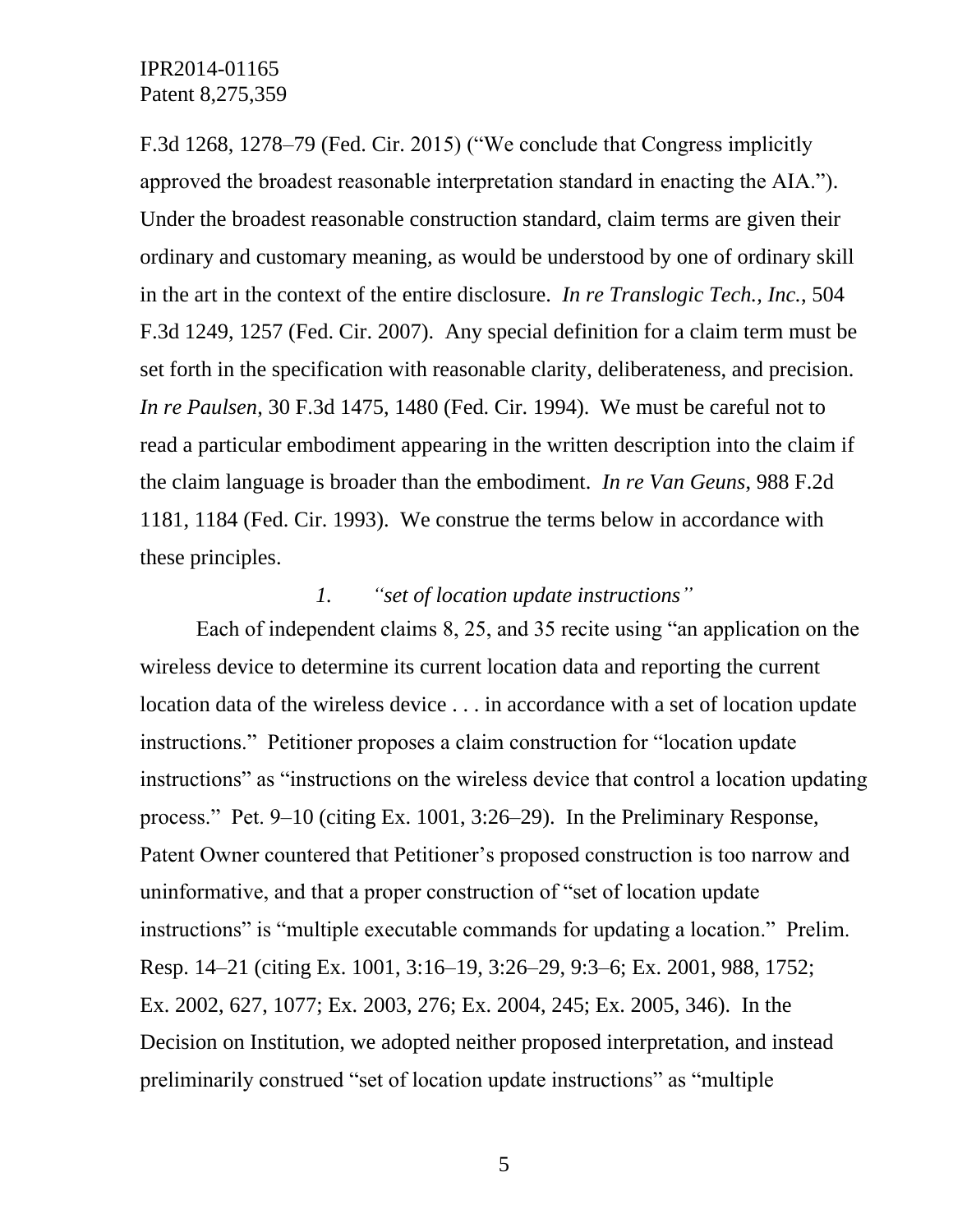F.3d 1268, 1278–79 (Fed. Cir. 2015) ("We conclude that Congress implicitly approved the broadest reasonable interpretation standard in enacting the AIA."). Under the broadest reasonable construction standard, claim terms are given their ordinary and customary meaning, as would be understood by one of ordinary skill in the art in the context of the entire disclosure. *In re Translogic Tech., Inc.*, 504 F.3d 1249, 1257 (Fed. Cir. 2007). Any special definition for a claim term must be set forth in the specification with reasonable clarity, deliberateness, and precision. *In re Paulsen*, 30 F.3d 1475, 1480 (Fed. Cir. 1994). We must be careful not to read a particular embodiment appearing in the written description into the claim if the claim language is broader than the embodiment. *In re Van Geuns*, 988 F.2d 1181, 1184 (Fed. Cir. 1993). We construe the terms below in accordance with these principles.

### *1. "set of location update instructions"*

Each of independent claims 8, 25, and 35 recite using "an application on the wireless device to determine its current location data and reporting the current location data of the wireless device . . . in accordance with a set of location update instructions." Petitioner proposes a claim construction for "location update instructions" as "instructions on the wireless device that control a location updating process." Pet. 9–10 (citing Ex. 1001, 3:26–29). In the Preliminary Response, Patent Owner countered that Petitioner's proposed construction is too narrow and uninformative, and that a proper construction of "set of location update instructions" is "multiple executable commands for updating a location." Prelim. Resp. 14–21 (citing Ex. 1001, 3:16–19, 3:26–29, 9:3–6; Ex. 2001, 988, 1752; Ex. 2002, 627, 1077; Ex. 2003, 276; Ex. 2004, 245; Ex. 2005, 346). In the Decision on Institution, we adopted neither proposed interpretation, and instead preliminarily construed "set of location update instructions" as "multiple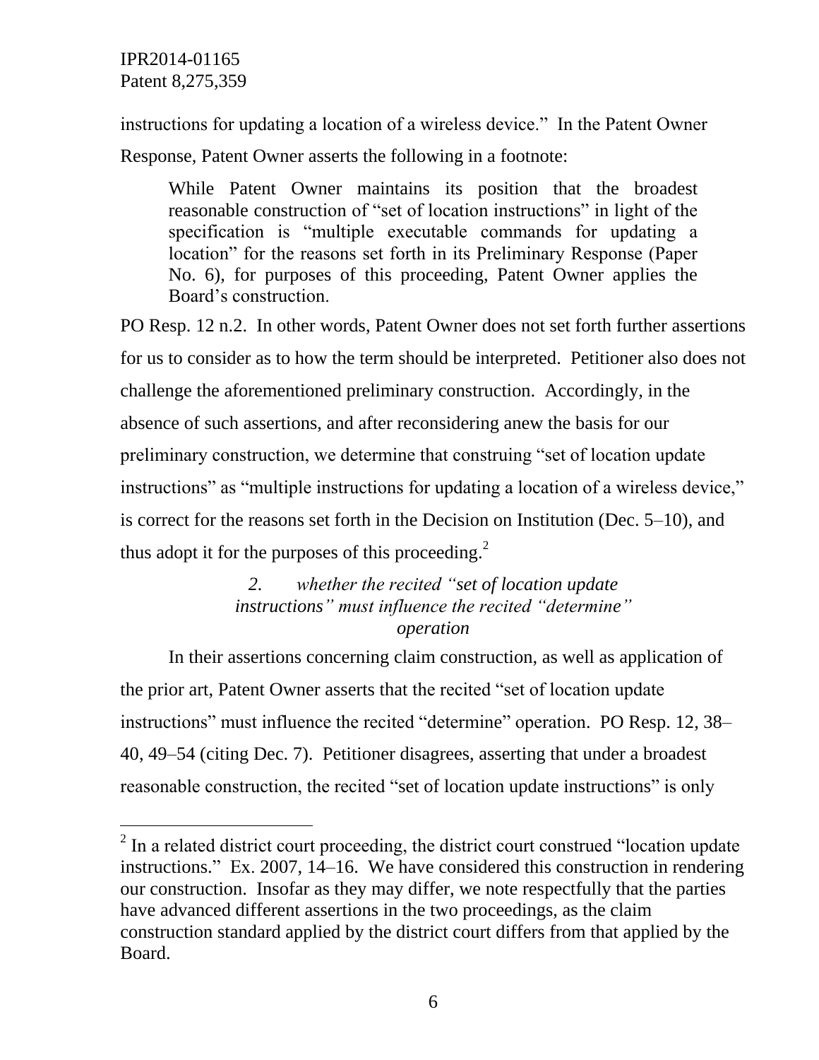instructions for updating a location of a wireless device." In the Patent Owner Response, Patent Owner asserts the following in a footnote:

> While Patent Owner maintains its position that the broadest reasonable construction of "set of location instructions" in light of the specification is "multiple executable commands for updating a location" for the reasons set forth in its Preliminary Response (Paper No. 6), for purposes of this proceeding, Patent Owner applies the Board's construction.

PO Resp. 12 n.2. In other words, Patent Owner does not set forth further assertions for us to consider as to how the term should be interpreted. Petitioner also does not challenge the aforementioned preliminary construction. Accordingly, in the absence of such assertions, and after reconsidering anew the basis for our preliminary construction, we determine that construing "set of location update instructions" as "multiple instructions for updating a location of a wireless device," is correct for the reasons set forth in the Decision on Institution (Dec. 5–10), and thus adopt it for the purposes of this proceeding.[2]

*2. whether the recited "set of location update instructions" must influence the recited "determine" operation*

In their assertions concerning claim construction, as well as application of the prior art, Patent Owner asserts that the recited "set of location update instructions" must influence the recited "determine" operation. PO Resp. 12, 38–40, 49–54 (citing Dec. 7). Petitioner disagrees, asserting that under a broadest reasonable construction, the recited "set of location update instructions" is only

[2] In a related district court proceeding, the district court construed "location update instructions." Ex. 2007, 14–16. We have considered this construction in rendering our construction. Insofar as they may differ, we note respectfully that the parties have advanced different assertions in the two proceedings, as the claim construction standard applied by the district court differs from that applied by the Board.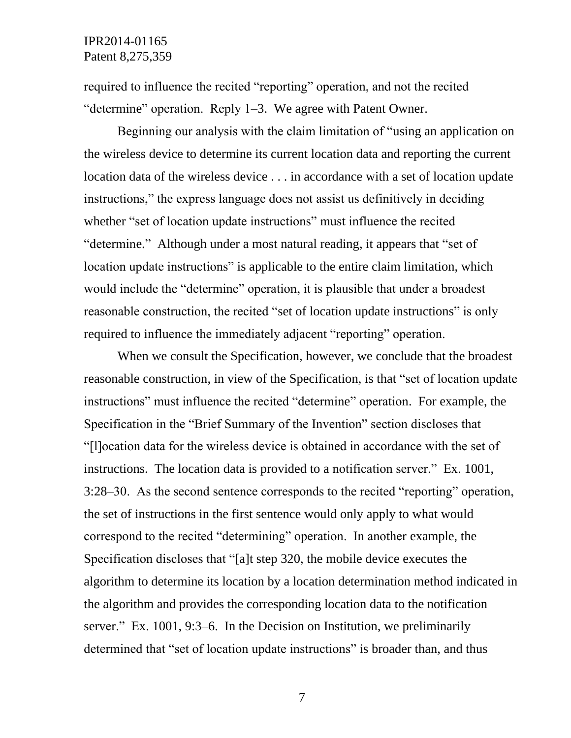required to influence the recited "reporting" operation, and not the recited "determine" operation. Reply 1–3. We agree with Patent Owner.

Beginning our analysis with the claim limitation of "using an application on the wireless device to determine its current location data and reporting the current location data of the wireless device . . . in accordance with a set of location update instructions," the express language does not assist us definitively in deciding whether "set of location update instructions" must influence the recited "determine." Although under a most natural reading, it appears that "set of location update instructions" is applicable to the entire claim limitation, which would include the "determine" operation, it is plausible that under a broadest reasonable construction, the recited "set of location update instructions" is only required to influence the immediately adjacent "reporting" operation.

When we consult the Specification, however, we conclude that the broadest reasonable construction, in view of the Specification, is that "set of location update instructions" must influence the recited "determine" operation. For example, the Specification in the "Brief Summary of the Invention" section discloses that "[l]ocation data for the wireless device is obtained in accordance with the set of instructions. The location data is provided to a notification server." Ex. 1001, 3:28–30. As the second sentence corresponds to the recited "reporting" operation, the set of instructions in the first sentence would only apply to what would correspond to the recited "determining" operation. In another example, the Specification discloses that "[a]t step 320, the mobile device executes the algorithm to determine its location by a location determination method indicated in the algorithm and provides the corresponding location data to the notification server." Ex. 1001, 9:3–6. In the Decision on Institution, we preliminarily determined that "set of location update instructions" is broader than, and thus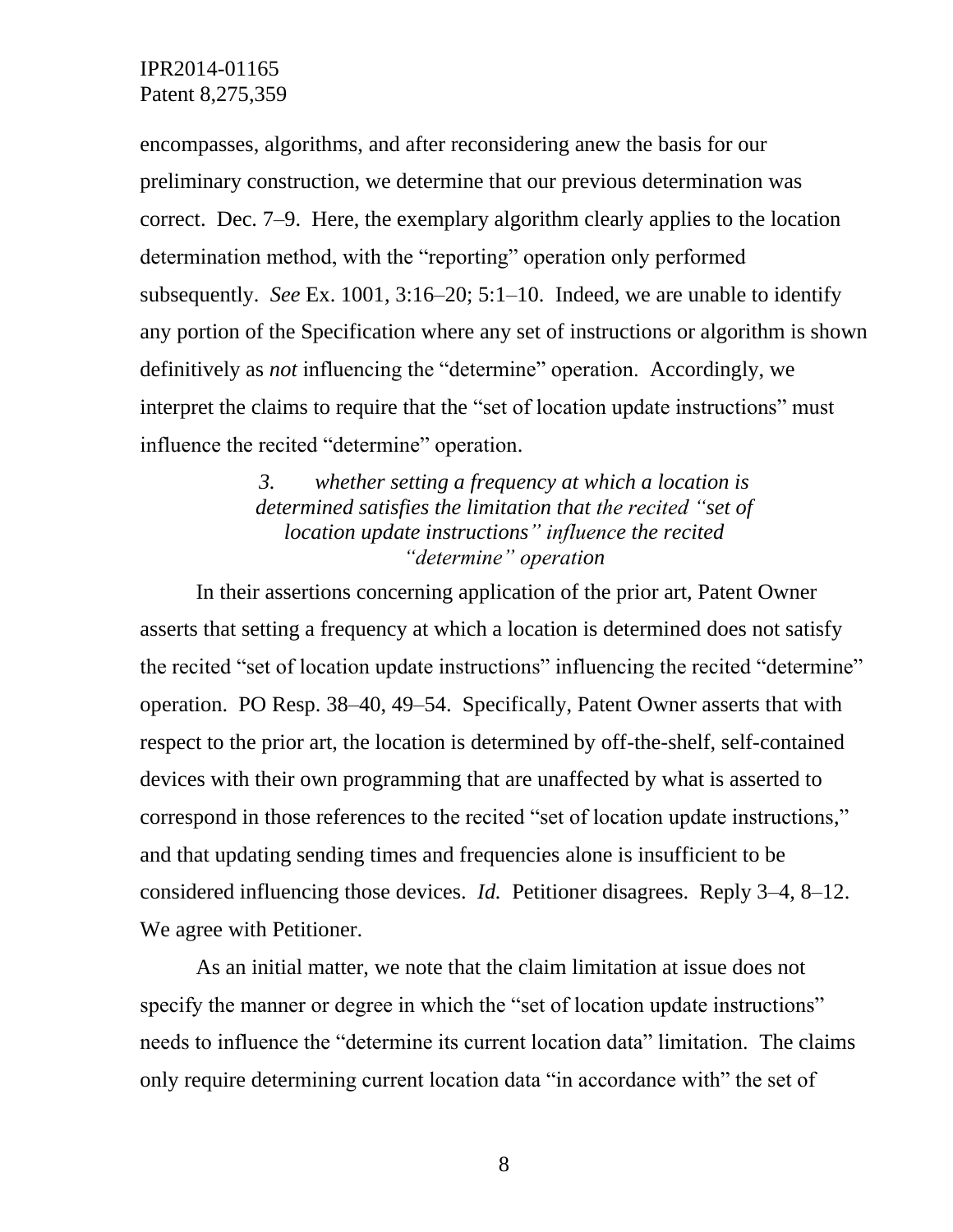encompasses, algorithms, and after reconsidering anew the basis for our preliminary construction, we determine that our previous determination was correct. Dec. 7–9. Here, the exemplary algorithm clearly applies to the location determination method, with the "reporting" operation only performed subsequently. *See* Ex. 1001, 3:16–20; 5:1–10. Indeed, we are unable to identify any portion of the Specification where any set of instructions or algorithm is shown definitively as *not* influencing the "determine" operation. Accordingly, we interpret the claims to require that the "set of location update instructions" must influence the recited "determine" operation.

### *3. whether setting a frequency at which a location is determined satisfies the limitation that the recited "set of location update instructions" influence the recited "determine" operation*

In their assertions concerning application of the prior art, Patent Owner asserts that setting a frequency at which a location is determined does not satisfy the recited "set of location update instructions" influencing the recited "determine" operation. PO Resp. 38–40, 49–54. Specifically, Patent Owner asserts that with respect to the prior art, the location is determined by off-the-shelf, self-contained devices with their own programming that are unaffected by what is asserted to correspond in those references to the recited "set of location update instructions," and that updating sending times and frequencies alone is insufficient to be considered influencing those devices. *Id.* Petitioner disagrees. Reply 3–4, 8–12. We agree with Petitioner.

As an initial matter, we note that the claim limitation at issue does not specify the manner or degree in which the "set of location update instructions" needs to influence the "determine its current location data" limitation. The claims only require determining current location data "in accordance with" the set of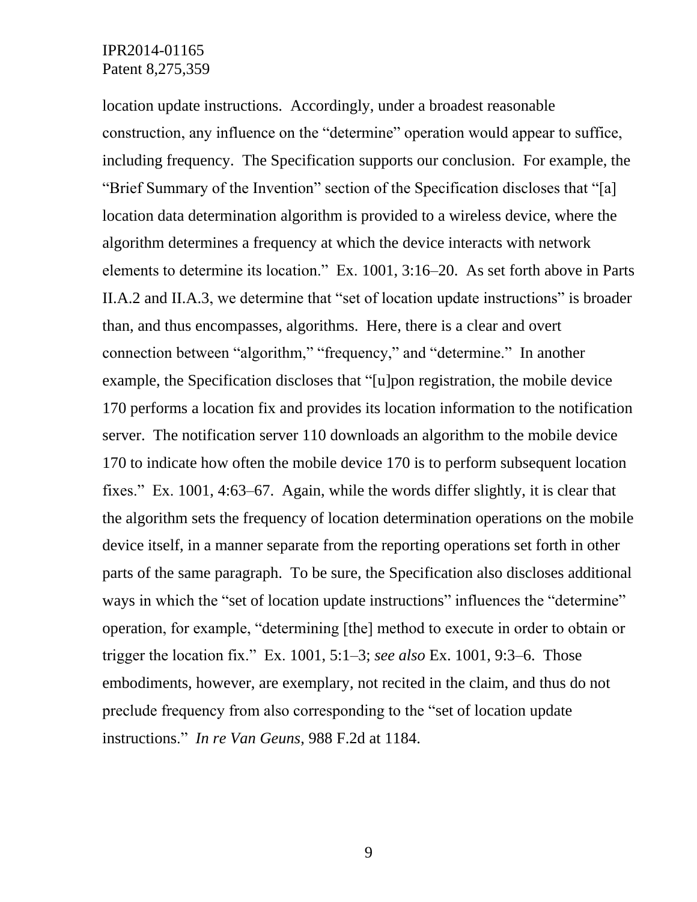location update instructions. Accordingly, under a broadest reasonable construction, any influence on the "determine" operation would appear to suffice, including frequency. The Specification supports our conclusion. For example, the "Brief Summary of the Invention" section of the Specification discloses that "[a] location data determination algorithm is provided to a wireless device, where the algorithm determines a frequency at which the device interacts with network elements to determine its location." Ex. 1001, 3:16–20. As set forth above in Parts II.A.2 and II.A.3, we determine that "set of location update instructions" is broader than, and thus encompasses, algorithms. Here, there is a clear and overt connection between "algorithm," "frequency," and "determine." In another example, the Specification discloses that "[u]pon registration, the mobile device 170 performs a location fix and provides its location information to the notification server. The notification server 110 downloads an algorithm to the mobile device 170 to indicate how often the mobile device 170 is to perform subsequent location fixes." Ex. 1001, 4:63–67. Again, while the words differ slightly, it is clear that the algorithm sets the frequency of location determination operations on the mobile device itself, in a manner separate from the reporting operations set forth in other parts of the same paragraph. To be sure, the Specification also discloses additional ways in which the "set of location update instructions" influences the "determine" operation, for example, "determining [the] method to execute in order to obtain or trigger the location fix." Ex. 1001, 5:1–3; *see also* Ex. 1001, 9:3–6. Those embodiments, however, are exemplary, not recited in the claim, and thus do not preclude frequency from also corresponding to the "set of location update instructions." *In re Van Geuns*, 988 F.2d at 1184.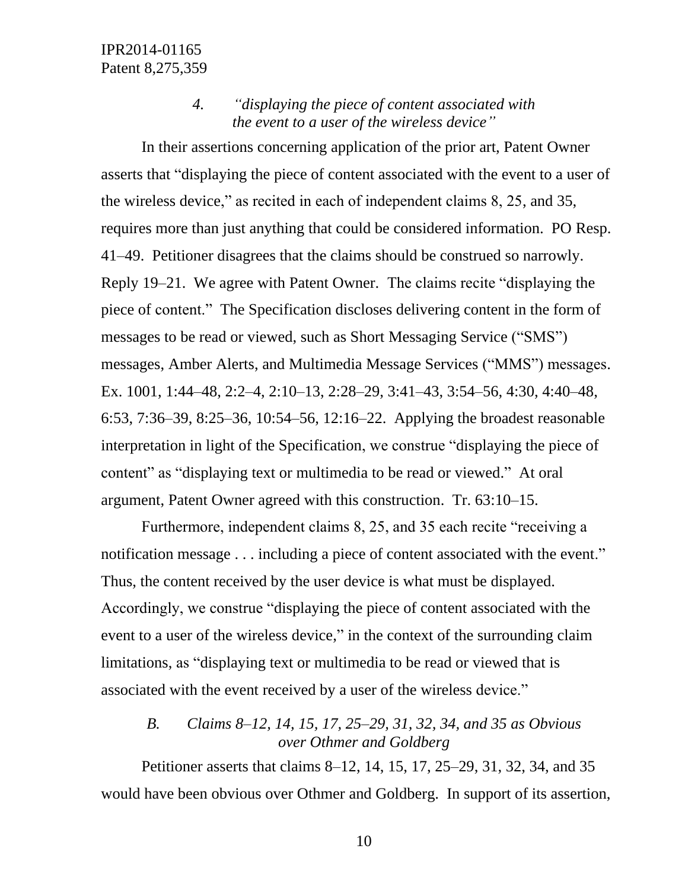#### *4. "displaying the piece of content associated with the event to a user of the wireless device"*

In their assertions concerning application of the prior art, Patent Owner asserts that "displaying the piece of content associated with the event to a user of the wireless device," as recited in each of independent claims 8, 25, and 35, requires more than just anything that could be considered information. PO Resp. 41–49. Petitioner disagrees that the claims should be construed so narrowly. Reply 19–21. We agree with Patent Owner. The claims recite "displaying the piece of content." The Specification discloses delivering content in the form of messages to be read or viewed, such as Short Messaging Service ("SMS") messages, Amber Alerts, and Multimedia Message Services ("MMS") messages. Ex. 1001, 1:44–48, 2:2–4, 2:10–13, 2:28–29, 3:41–43, 3:54–56, 4:30, 4:40–48, 6:53, 7:36–39, 8:25–36, 10:54–56, 12:16–22. Applying the broadest reasonable interpretation in light of the Specification, we construe "displaying the piece of content" as "displaying text or multimedia to be read or viewed." At oral argument, Patent Owner agreed with this construction. Tr. 63:10–15.

Furthermore, independent claims 8, 25, and 35 each recite "receiving a notification message . . . including a piece of content associated with the event." Thus, the content received by the user device is what must be displayed. Accordingly, we construe "displaying the piece of content associated with the event to a user of the wireless device," in the context of the surrounding claim limitations, as "displaying text or multimedia to be read or viewed that is associated with the event received by a user of the wireless device."

### *B. Claims 8–12, 14, 15, 17, 25–29, 31, 32, 34, and 35 as Obvious over Othmer and Goldberg*

Petitioner asserts that claims 8–12, 14, 15, 17, 25–29, 31, 32, 34, and 35 would have been obvious over Othmer and Goldberg. In support of its assertion,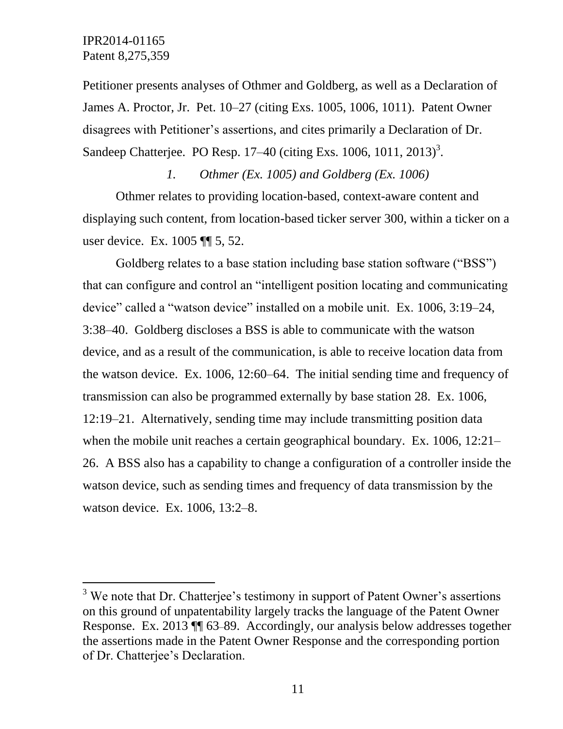Petitioner presents analyses of Othmer and Goldberg, as well as a Declaration of James A. Proctor, Jr. Pet. 10–27 (citing Exs. 1005, 1006, 1011). Patent Owner disagrees with Petitioner's assertions, and cites primarily a Declaration of Dr. Sandeep Chatterjee. PO Resp. 17–40 (citing Exs. 1006, 1011, 2013)[3].

### *1. Othmer (Ex. 1005) and Goldberg (Ex. 1006)*

Othmer relates to providing location-based, context-aware content and displaying such content, from location-based ticker server 300, within a ticker on a user device. Ex. 1005 ¶¶ 5, 52.

Goldberg relates to a base station including base station software ("BSS") that can configure and control an "intelligent position locating and communicating device" called a "watson device" installed on a mobile unit. Ex. 1006, 3:19–24, 3:38–40. Goldberg discloses a BSS is able to communicate with the watson device, and as a result of the communication, is able to receive location data from the watson device. Ex. 1006, 12:60–64. The initial sending time and frequency of transmission can also be programmed externally by base station 28. Ex. 1006, 12:19–21. Alternatively, sending time may include transmitting position data when the mobile unit reaches a certain geographical boundary. Ex. 1006, 12:21–26. A BSS also has a capability to change a configuration of a controller inside the watson device, such as sending times and frequency of data transmission by the watson device. Ex. 1006, 13:2–8.

[3] We note that Dr. Chatterjee's testimony in support of Patent Owner's assertions on this ground of unpatentability largely tracks the language of the Patent Owner Response. Ex. 2013 ¶¶ 63–89. Accordingly, our analysis below addresses together the assertions made in the Patent Owner Response and the corresponding portion of Dr. Chatterjee's Declaration.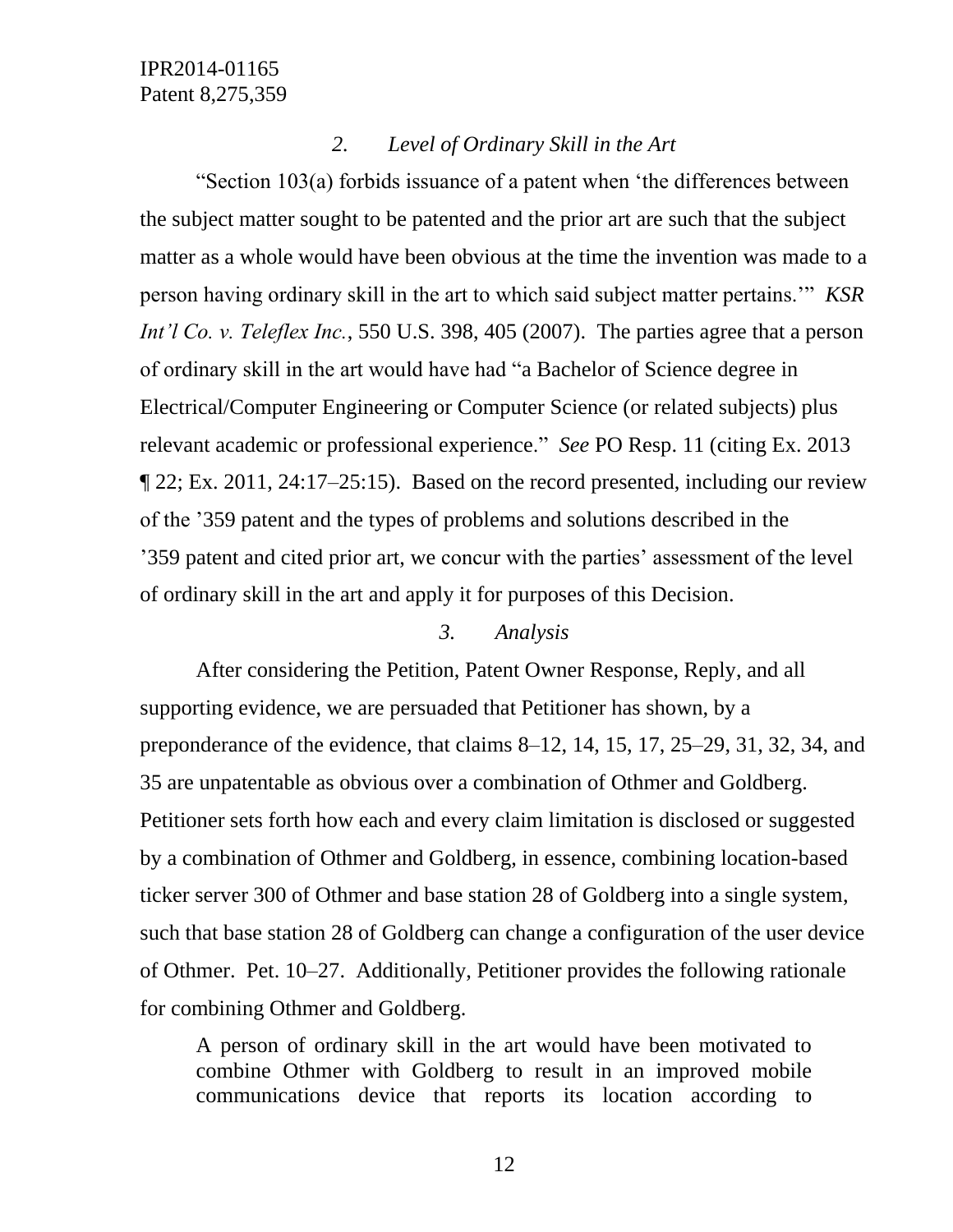*2. Level of Ordinary Skill in the Art*

"Section 103(a) forbids issuance of a patent when 'the differences between the subject matter sought to be patented and the prior art are such that the subject matter as a whole would have been obvious at the time the invention was made to a person having ordinary skill in the art to which said subject matter pertains.'" *KSR Int'l Co. v. Teleflex Inc.*, 550 U.S. 398, 405 (2007). The parties agree that a person of ordinary skill in the art would have had "a Bachelor of Science degree in Electrical/Computer Engineering or Computer Science (or related subjects) plus relevant academic or professional experience." *See* PO Resp. 11 (citing Ex. 2013 ¶ 22; Ex. 2011, 24:17–25:15). Based on the record presented, including our review of the '359 patent and the types of problems and solutions described in the '359 patent and cited prior art, we concur with the parties' assessment of the level of ordinary skill in the art and apply it for purposes of this Decision.

*3. Analysis*

After considering the Petition, Patent Owner Response, Reply, and all supporting evidence, we are persuaded that Petitioner has shown, by a preponderance of the evidence, that claims 8–12, 14, 15, 17, 25–29, 31, 32, 34, and 35 are unpatentable as obvious over a combination of Othmer and Goldberg. Petitioner sets forth how each and every claim limitation is disclosed or suggested by a combination of Othmer and Goldberg, in essence, combining location-based ticker server 300 of Othmer and base station 28 of Goldberg into a single system, such that base station 28 of Goldberg can change a configuration of the user device of Othmer. Pet. 10–27. Additionally, Petitioner provides the following rationale for combining Othmer and Goldberg.

> A person of ordinary skill in the art would have been motivated to combine Othmer with Goldberg to result in an improved mobile communications device that reports its location according to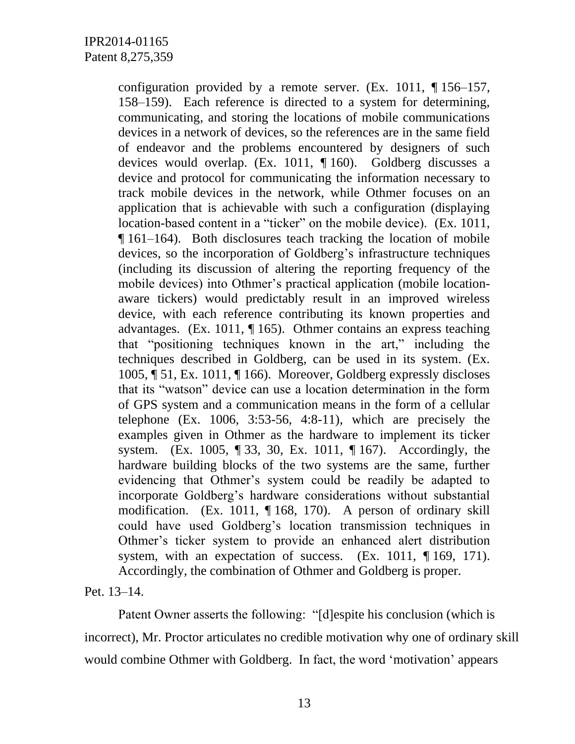> configuration provided by a remote server. (Ex. 1011, ¶ 156–157, 158–159). Each reference is directed to a system for determining, communicating, and storing the locations of mobile communications devices in a network of devices, so the references are in the same field of endeavor and the problems encountered by designers of such devices would overlap. (Ex. 1011, ¶ 160). Goldberg discusses a device and protocol for communicating the information necessary to track mobile devices in the network, while Othmer focuses on an application that is achievable with such a configuration (displaying location-based content in a "ticker" on the mobile device). (Ex. 1011, ¶ 161–164). Both disclosures teach tracking the location of mobile devices, so the incorporation of Goldberg's infrastructure techniques (including its discussion of altering the reporting frequency of the mobile devices) into Othmer's practical application (mobile location-aware tickers) would predictably result in an improved wireless device, with each reference contributing its known properties and advantages. (Ex. 1011, ¶ 165). Othmer contains an express teaching that "positioning techniques known in the art," including the techniques described in Goldberg, can be used in its system. (Ex. 1005, ¶ 51, Ex. 1011, ¶ 166). Moreover, Goldberg expressly discloses that its "watson" device can use a location determination in the form of GPS system and a communication means in the form of a cellular telephone (Ex. 1006, 3:53-56, 4:8-11), which are precisely the examples given in Othmer as the hardware to implement its ticker system. (Ex. 1005, ¶ 33, 30, Ex. 1011, ¶ 167). Accordingly, the hardware building blocks of the two systems are the same, further evidencing that Othmer's system could be readily be adapted to incorporate Goldberg's hardware considerations without substantial modification. (Ex. 1011, ¶ 168, 170). A person of ordinary skill could have used Goldberg's location transmission techniques in Othmer's ticker system to provide an enhanced alert distribution system, with an expectation of success. (Ex. 1011, ¶ 169, 171). Accordingly, the combination of Othmer and Goldberg is proper.

Pet. 13–14.

Patent Owner asserts the following: "[d]espite his conclusion (which is incorrect), Mr. Proctor articulates no credible motivation why one of ordinary skill would combine Othmer with Goldberg. In fact, the word 'motivation' appears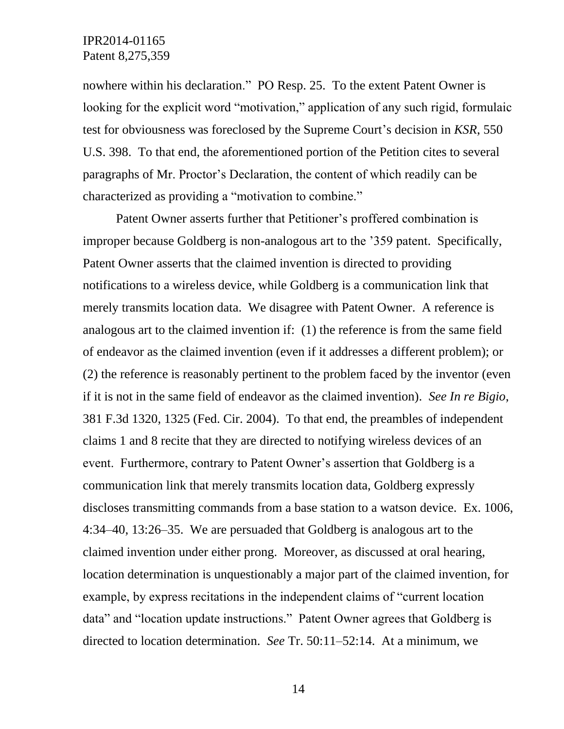nowhere within his declaration." PO Resp. 25. To the extent Patent Owner is looking for the explicit word "motivation," application of any such rigid, formulaic test for obviousness was foreclosed by the Supreme Court's decision in *KSR*, 550 U.S. 398. To that end, the aforementioned portion of the Petition cites to several paragraphs of Mr. Proctor's Declaration, the content of which readily can be characterized as providing a "motivation to combine."

Patent Owner asserts further that Petitioner's proffered combination is improper because Goldberg is non-analogous art to the '359 patent. Specifically, Patent Owner asserts that the claimed invention is directed to providing notifications to a wireless device, while Goldberg is a communication link that merely transmits location data. We disagree with Patent Owner. A reference is analogous art to the claimed invention if: (1) the reference is from the same field of endeavor as the claimed invention (even if it addresses a different problem); or (2) the reference is reasonably pertinent to the problem faced by the inventor (even if it is not in the same field of endeavor as the claimed invention). *See In re Bigio*, 381 F.3d 1320, 1325 (Fed. Cir. 2004). To that end, the preambles of independent claims 1 and 8 recite that they are directed to notifying wireless devices of an event. Furthermore, contrary to Patent Owner's assertion that Goldberg is a communication link that merely transmits location data, Goldberg expressly discloses transmitting commands from a base station to a watson device. Ex. 1006, 4:34–40, 13:26–35. We are persuaded that Goldberg is analogous art to the claimed invention under either prong. Moreover, as discussed at oral hearing, location determination is unquestionably a major part of the claimed invention, for example, by express recitations in the independent claims of "current location data" and "location update instructions." Patent Owner agrees that Goldberg is directed to location determination. *See* Tr. 50:11–52:14. At a minimum, we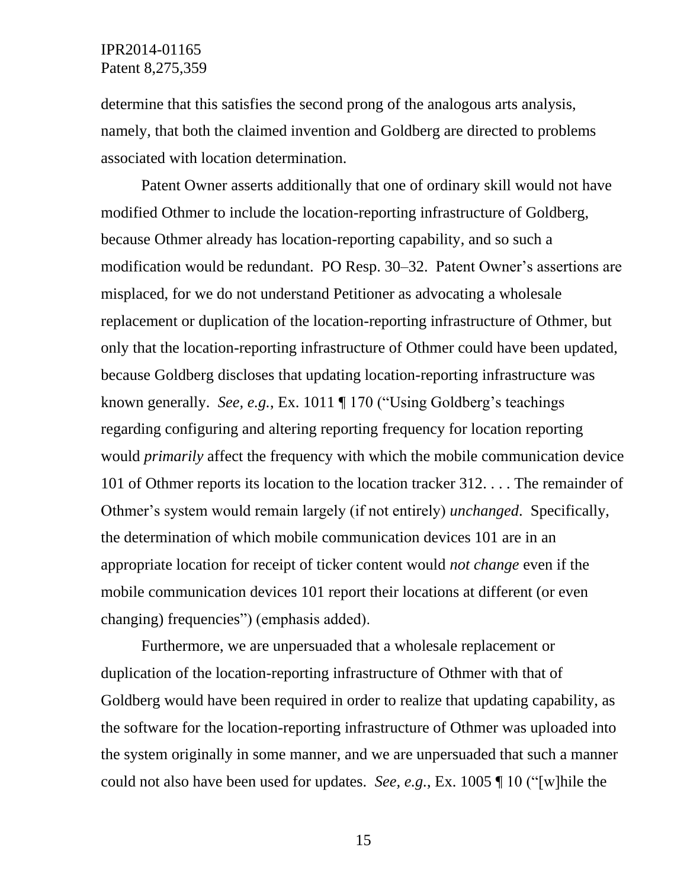determine that this satisfies the second prong of the analogous arts analysis, namely, that both the claimed invention and Goldberg are directed to problems associated with location determination.

Patent Owner asserts additionally that one of ordinary skill would not have modified Othmer to include the location-reporting infrastructure of Goldberg, because Othmer already has location-reporting capability, and so such a modification would be redundant. PO Resp. 30–32. Patent Owner's assertions are misplaced, for we do not understand Petitioner as advocating a wholesale replacement or duplication of the location-reporting infrastructure of Othmer, but only that the location-reporting infrastructure of Othmer could have been updated, because Goldberg discloses that updating location-reporting infrastructure was known generally. *See, e.g.*, Ex. 1011 ¶ 170 ("Using Goldberg's teachings regarding configuring and altering reporting frequency for location reporting would *primarily* affect the frequency with which the mobile communication device 101 of Othmer reports its location to the location tracker 312. . . . The remainder of Othmer's system would remain largely (if not entirely) *unchanged*. Specifically, the determination of which mobile communication devices 101 are in an appropriate location for receipt of ticker content would *not change* even if the mobile communication devices 101 report their locations at different (or even changing) frequencies") (emphasis added).

Furthermore, we are unpersuaded that a wholesale replacement or duplication of the location-reporting infrastructure of Othmer with that of Goldberg would have been required in order to realize that updating capability, as the software for the location-reporting infrastructure of Othmer was uploaded into the system originally in some manner, and we are unpersuaded that such a manner could not also have been used for updates. *See, e.g.*, Ex. 1005 ¶ 10 ("[w]hile the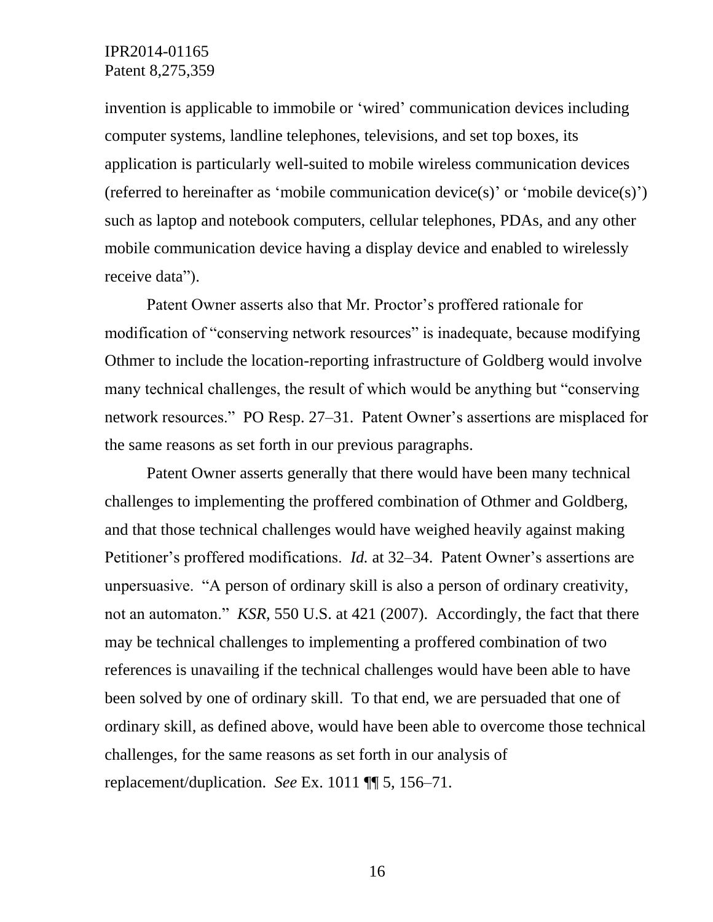invention is applicable to immobile or 'wired' communication devices including computer systems, landline telephones, televisions, and set top boxes, its application is particularly well-suited to mobile wireless communication devices (referred to hereinafter as 'mobile communication device(s)' or 'mobile device(s)') such as laptop and notebook computers, cellular telephones, PDAs, and any other mobile communication device having a display device and enabled to wirelessly receive data").

Patent Owner asserts also that Mr. Proctor's proffered rationale for modification of "conserving network resources" is inadequate, because modifying Othmer to include the location-reporting infrastructure of Goldberg would involve many technical challenges, the result of which would be anything but "conserving network resources." PO Resp. 27–31. Patent Owner's assertions are misplaced for the same reasons as set forth in our previous paragraphs.

Patent Owner asserts generally that there would have been many technical challenges to implementing the proffered combination of Othmer and Goldberg, and that those technical challenges would have weighed heavily against making Petitioner's proffered modifications. *Id.* at 32–34. Patent Owner's assertions are unpersuasive. "A person of ordinary skill is also a person of ordinary creativity, not an automaton." *KSR*, 550 U.S. at 421 (2007). Accordingly, the fact that there may be technical challenges to implementing a proffered combination of two references is unavailing if the technical challenges would have been able to have been solved by one of ordinary skill. To that end, we are persuaded that one of ordinary skill, as defined above, would have been able to overcome those technical challenges, for the same reasons as set forth in our analysis of replacement/duplication. *See* Ex. 1011 ¶¶ 5, 156–71.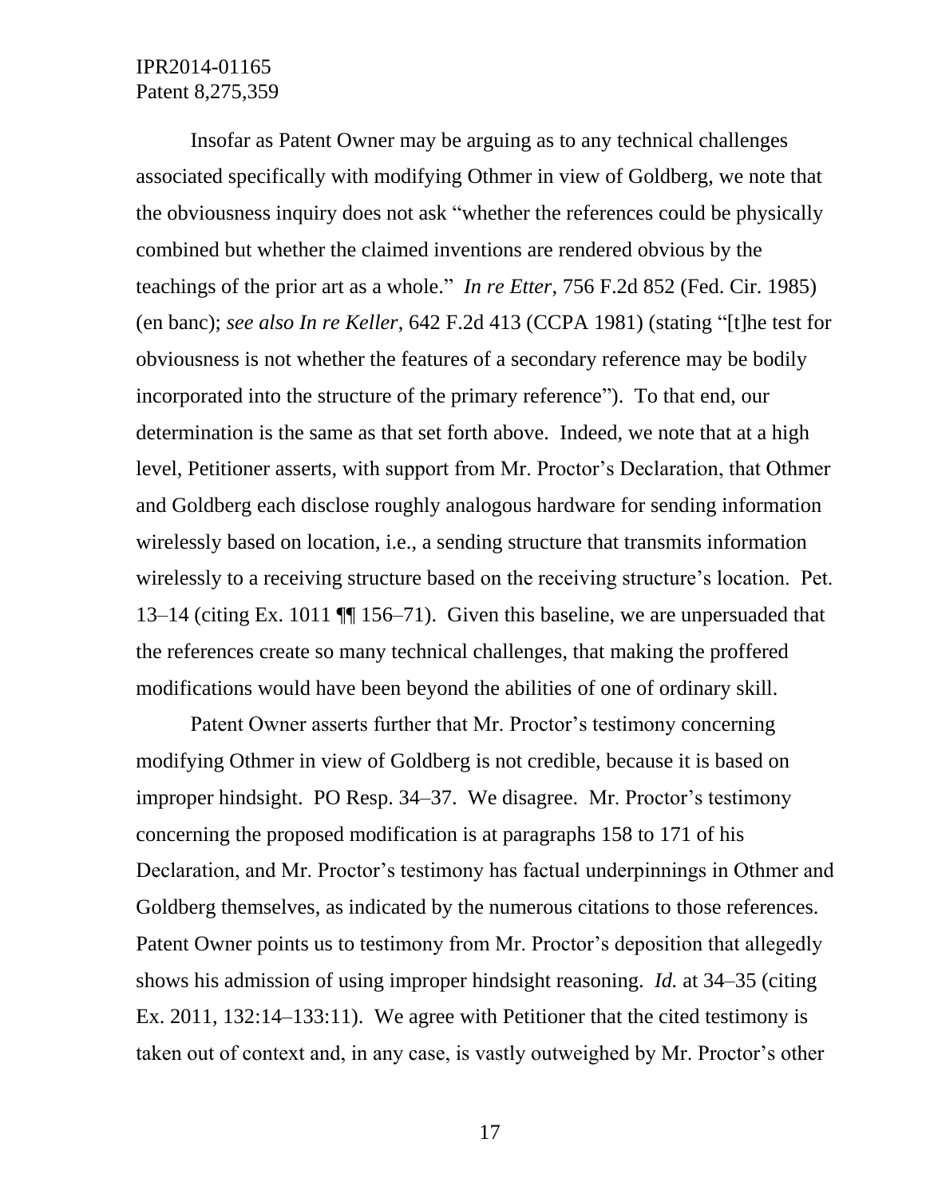Insofar as Patent Owner may be arguing as to any technical challenges associated specifically with modifying Othmer in view of Goldberg, we note that the obviousness inquiry does not ask "whether the references could be physically combined but whether the claimed inventions are rendered obvious by the teachings of the prior art as a whole." *In re Etter*, 756 F.2d 852 (Fed. Cir. 1985) (en banc); *see also In re Keller*, 642 F.2d 413 (CCPA 1981) (stating "[t]he test for obviousness is not whether the features of a secondary reference may be bodily incorporated into the structure of the primary reference"). To that end, our determination is the same as that set forth above. Indeed, we note that at a high level, Petitioner asserts, with support from Mr. Proctor's Declaration, that Othmer and Goldberg each disclose roughly analogous hardware for sending information wirelessly based on location, i.e., a sending structure that transmits information wirelessly to a receiving structure based on the receiving structure's location. Pet. 13–14 (citing Ex. 1011 ¶¶ 156–71). Given this baseline, we are unpersuaded that the references create so many technical challenges, that making the proffered modifications would have been beyond the abilities of one of ordinary skill.

Patent Owner asserts further that Mr. Proctor's testimony concerning modifying Othmer in view of Goldberg is not credible, because it is based on improper hindsight. PO Resp. 34–37. We disagree. Mr. Proctor's testimony concerning the proposed modification is at paragraphs 158 to 171 of his Declaration, and Mr. Proctor's testimony has factual underpinnings in Othmer and Goldberg themselves, as indicated by the numerous citations to those references. Patent Owner points us to testimony from Mr. Proctor's deposition that allegedly shows his admission of using improper hindsight reasoning. *Id.* at 34–35 (citing Ex. 2011, 132:14–133:11). We agree with Petitioner that the cited testimony is taken out of context and, in any case, is vastly outweighed by Mr. Proctor's other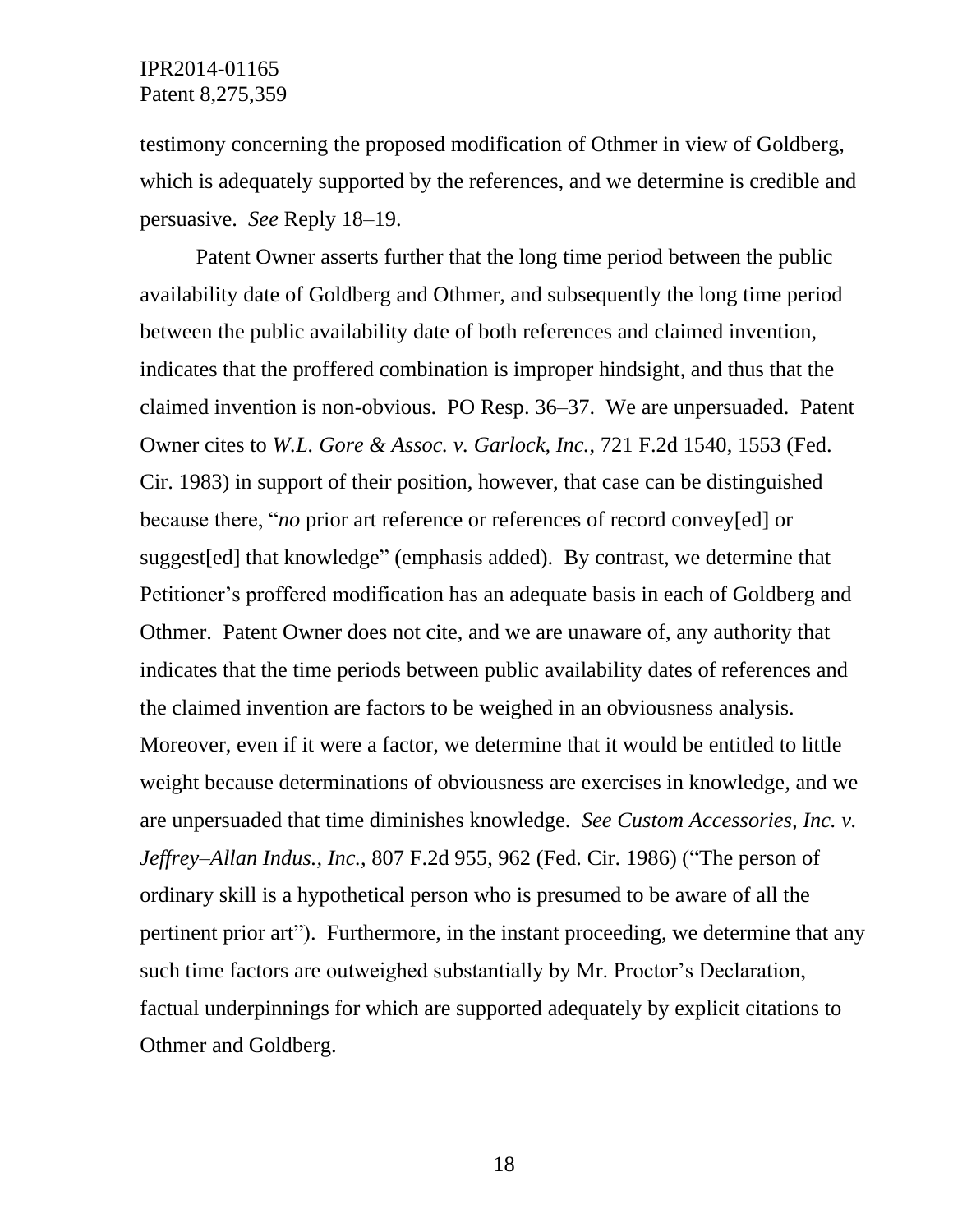testimony concerning the proposed modification of Othmer in view of Goldberg, which is adequately supported by the references, and we determine is credible and persuasive. *See* Reply 18–19.

Patent Owner asserts further that the long time period between the public availability date of Goldberg and Othmer, and subsequently the long time period between the public availability date of both references and claimed invention, indicates that the proffered combination is improper hindsight, and thus that the claimed invention is non-obvious. PO Resp. 36–37. We are unpersuaded. Patent Owner cites to *W.L. Gore & Assoc. v. Garlock, Inc.*, 721 F.2d 1540, 1553 (Fed. Cir. 1983) in support of their position, however, that case can be distinguished because there, "*no* prior art reference or references of record convey[ed] or suggest[ed] that knowledge" (emphasis added). By contrast, we determine that Petitioner's proffered modification has an adequate basis in each of Goldberg and Othmer. Patent Owner does not cite, and we are unaware of, any authority that indicates that the time periods between public availability dates of references and the claimed invention are factors to be weighed in an obviousness analysis. Moreover, even if it were a factor, we determine that it would be entitled to little weight because determinations of obviousness are exercises in knowledge, and we are unpersuaded that time diminishes knowledge. *See Custom Accessories, Inc. v. Jeffrey–Allan Indus., Inc.*, 807 F.2d 955, 962 (Fed. Cir. 1986) ("The person of ordinary skill is a hypothetical person who is presumed to be aware of all the pertinent prior art"). Furthermore, in the instant proceeding, we determine that any such time factors are outweighed substantially by Mr. Proctor's Declaration, factual underpinnings for which are supported adequately by explicit citations to Othmer and Goldberg.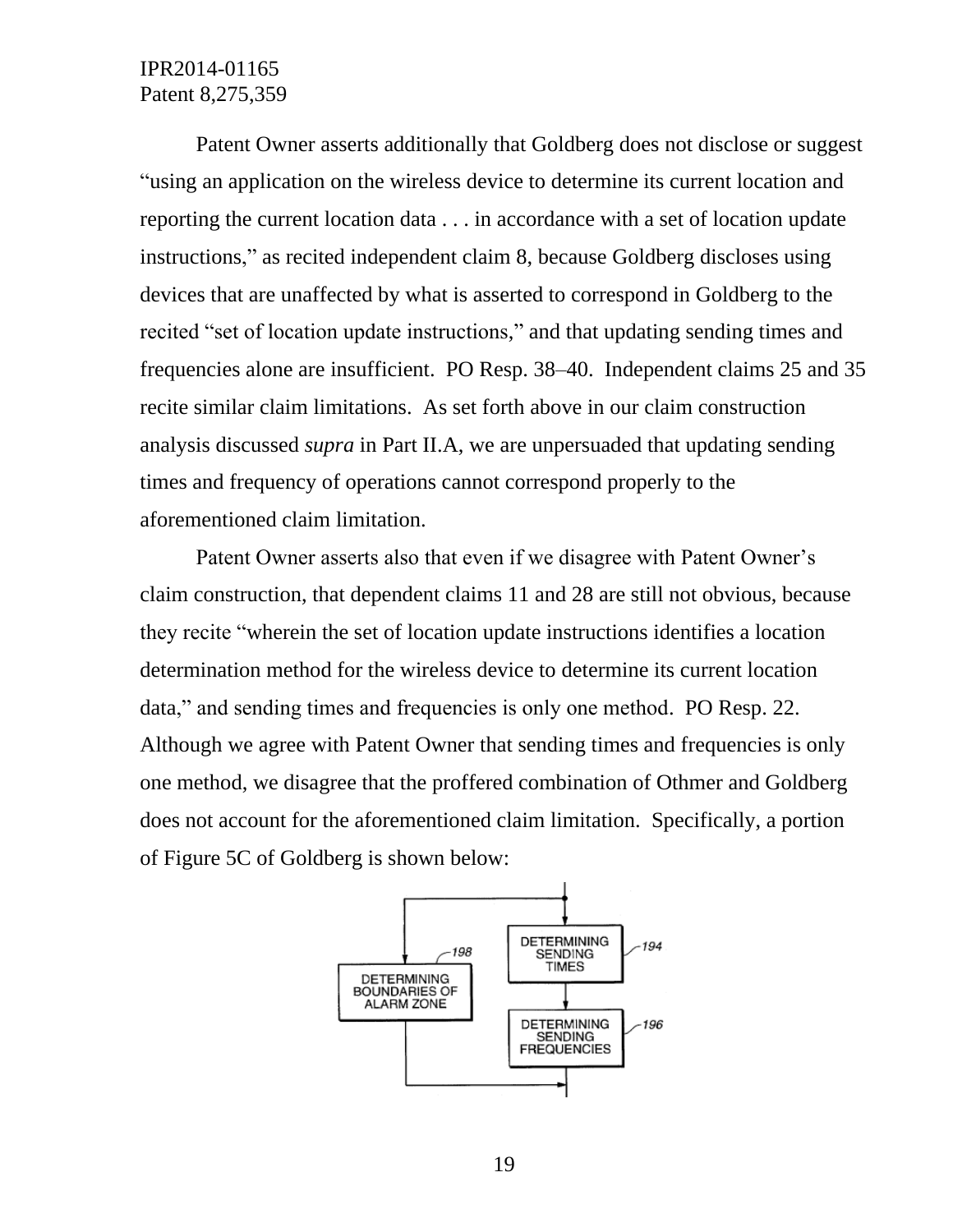Patent Owner asserts additionally that Goldberg does not disclose or suggest "using an application on the wireless device to determine its current location and reporting the current location data . . . in accordance with a set of location update instructions," as recited independent claim 8, because Goldberg discloses using devices that are unaffected by what is asserted to correspond in Goldberg to the recited "set of location update instructions," and that updating sending times and frequencies alone are insufficient. PO Resp. 38–40. Independent claims 25 and 35 recite similar claim limitations. As set forth above in our claim construction analysis discussed *supra* in Part II.A, we are unpersuaded that updating sending times and frequency of operations cannot correspond properly to the aforementioned claim limitation.

Patent Owner asserts also that even if we disagree with Patent Owner's claim construction, that dependent claims 11 and 28 are still not obvious, because they recite "wherein the set of location update instructions identifies a location determination method for the wireless device to determine its current location data," and sending times and frequencies is only one method. PO Resp. 22. Although we agree with Patent Owner that sending times and frequencies is only one method, we disagree that the proffered combination of Othmer and Goldberg does not account for the aforementioned claim limitation. Specifically, a portion of Figure 5C of Goldberg is shown below: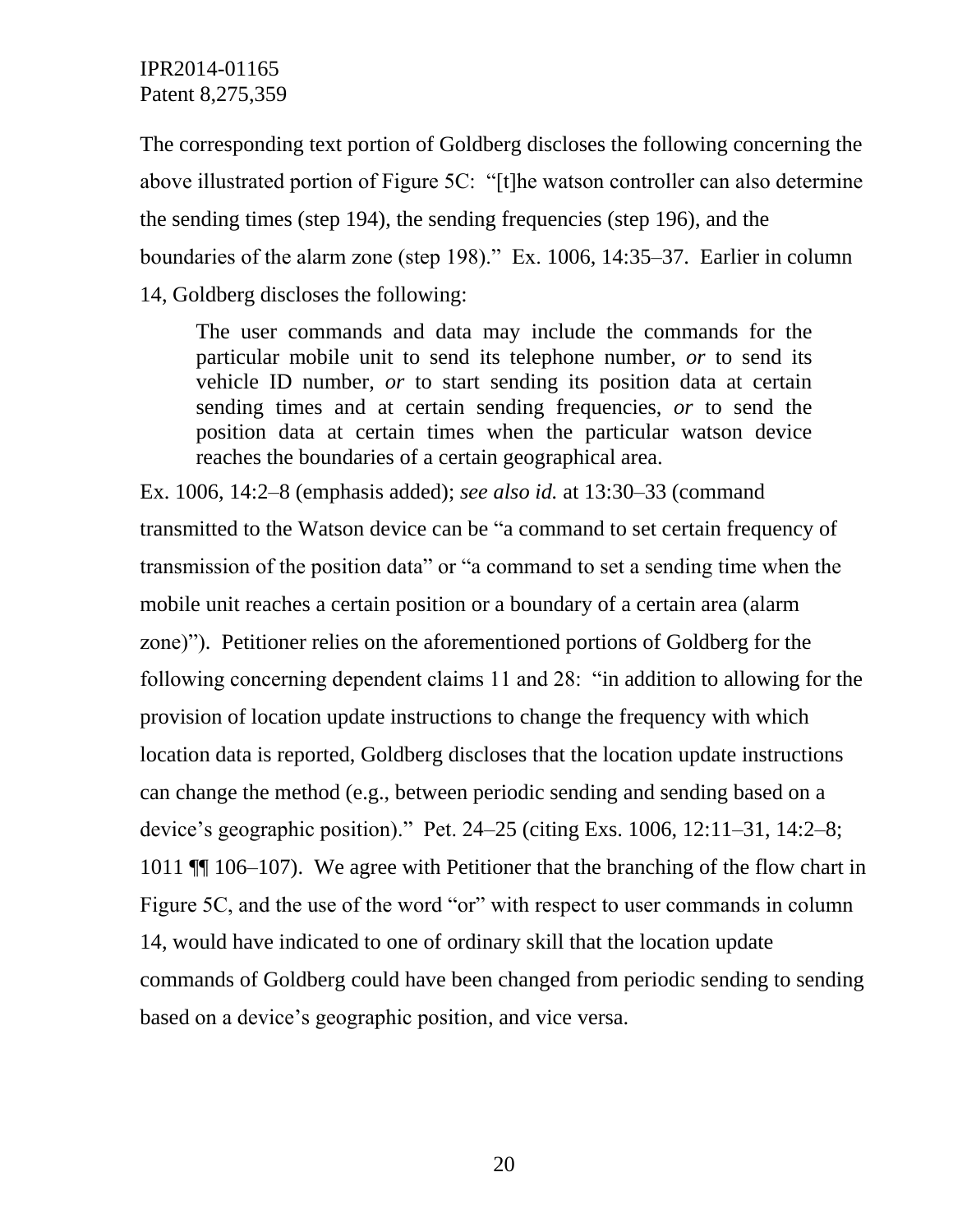The corresponding text portion of Goldberg discloses the following concerning the above illustrated portion of Figure 5C: "[t]he watson controller can also determine the sending times (step 194), the sending frequencies (step 196), and the boundaries of the alarm zone (step 198)." Ex. 1006, 14:35–37. Earlier in column 14, Goldberg discloses the following:

> The user commands and data may include the commands for the particular mobile unit to send its telephone number, *or* to send its vehicle ID number, *or* to start sending its position data at certain sending times and at certain sending frequencies, *or* to send the position data at certain times when the particular watson device reaches the boundaries of a certain geographical area.

Ex. 1006, 14:2–8 (emphasis added); *see also id.* at 13:30–33 (command transmitted to the Watson device can be "a command to set certain frequency of transmission of the position data" or "a command to set a sending time when the mobile unit reaches a certain position or a boundary of a certain area (alarm zone)"). Petitioner relies on the aforementioned portions of Goldberg for the following concerning dependent claims 11 and 28: "in addition to allowing for the provision of location update instructions to change the frequency with which location data is reported, Goldberg discloses that the location update instructions can change the method (e.g., between periodic sending and sending based on a device's geographic position)." Pet. 24–25 (citing Exs. 1006, 12:11–31, 14:2–8; 1011 ¶¶ 106–107). We agree with Petitioner that the branching of the flow chart in Figure 5C, and the use of the word "or" with respect to user commands in column 14, would have indicated to one of ordinary skill that the location update commands of Goldberg could have been changed from periodic sending to sending based on a device's geographic position, and vice versa.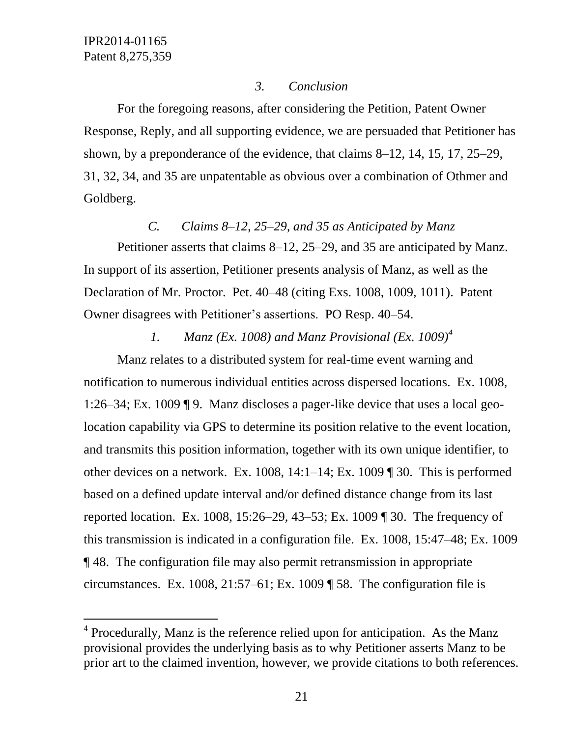### *3. Conclusion*

For the foregoing reasons, after considering the Petition, Patent Owner Response, Reply, and all supporting evidence, we are persuaded that Petitioner has shown, by a preponderance of the evidence, that claims 8–12, 14, 15, 17, 25–29, 31, 32, 34, and 35 are unpatentable as obvious over a combination of Othmer and Goldberg.

## *C. Claims 8–12, 25–29, and 35 as Anticipated by Manz*

Petitioner asserts that claims 8–12, 25–29, and 35 are anticipated by Manz. In support of its assertion, Petitioner presents analysis of Manz, as well as the Declaration of Mr. Proctor. Pet. 40–48 (citing Exs. 1008, 1009, 1011). Patent Owner disagrees with Petitioner's assertions. PO Resp. 40–54.

### *1. Manz (Ex. 1008) and Manz Provisional (Ex. 1009)*[4]

Manz relates to a distributed system for real-time event warning and notification to numerous individual entities across dispersed locations. Ex. 1008, 1:26–34; Ex. 1009 ¶ 9. Manz discloses a pager-like device that uses a local geo-location capability via GPS to determine its position relative to the event location, and transmits this position information, together with its own unique identifier, to other devices on a network. Ex. 1008, 14:1–14; Ex. 1009 ¶ 30. This is performed based on a defined update interval and/or defined distance change from its last reported location. Ex. 1008, 15:26–29, 43–53; Ex. 1009 ¶ 30. The frequency of this transmission is indicated in a configuration file. Ex. 1008, 15:47–48; Ex. 1009 ¶ 48. The configuration file may also permit retransmission in appropriate circumstances. Ex. 1008, 21:57–61; Ex. 1009 ¶ 58. The configuration file is

[4] Procedurally, Manz is the reference relied upon for anticipation. As the Manz provisional provides the underlying basis as to why Petitioner asserts Manz to be prior art to the claimed invention, however, we provide citations to both references.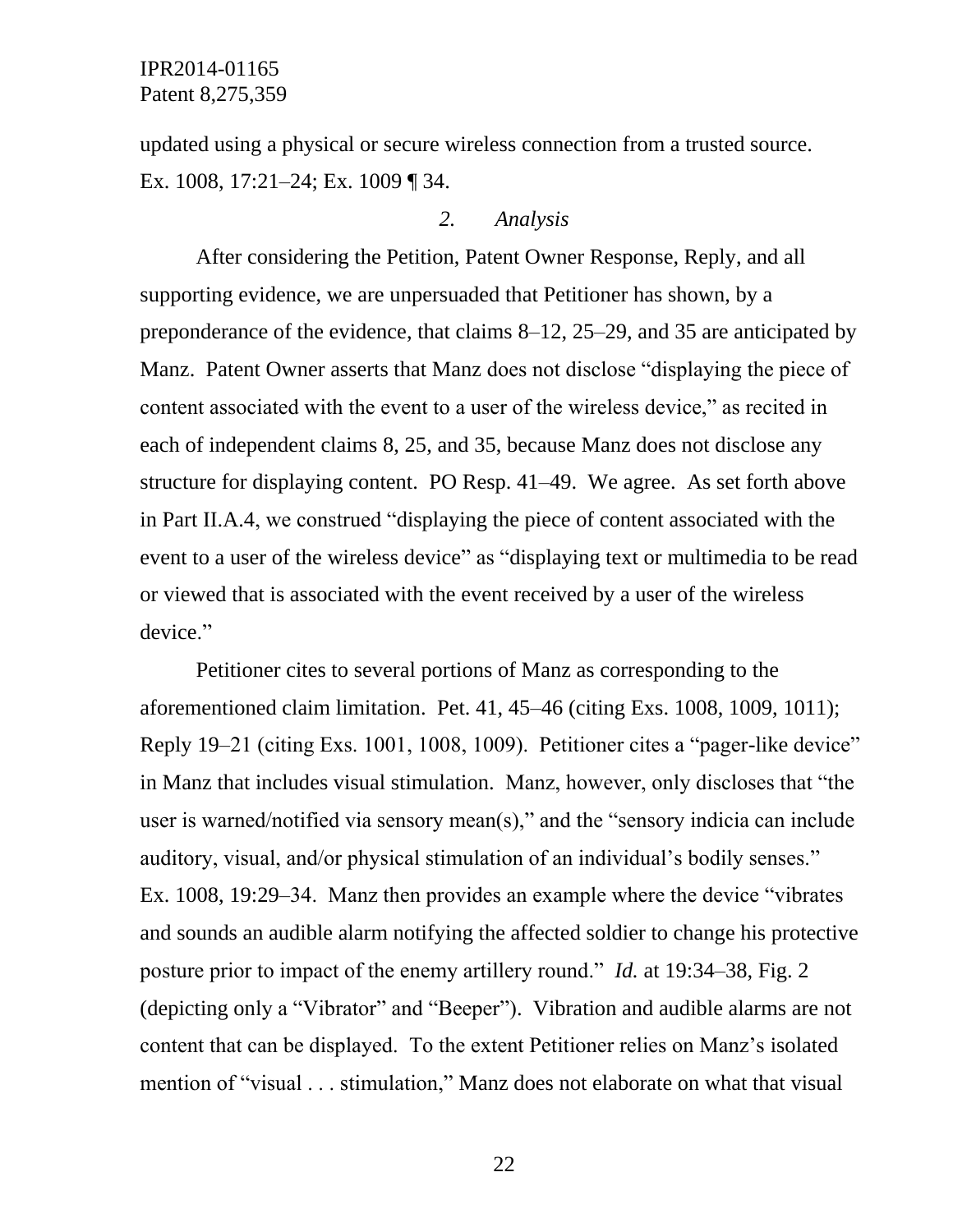updated using a physical or secure wireless connection from a trusted source. Ex. 1008, 17:21–24; Ex. 1009 ¶ 34.

*2. Analysis*

After considering the Petition, Patent Owner Response, Reply, and all supporting evidence, we are unpersuaded that Petitioner has shown, by a preponderance of the evidence, that claims 8–12, 25–29, and 35 are anticipated by Manz. Patent Owner asserts that Manz does not disclose "displaying the piece of content associated with the event to a user of the wireless device," as recited in each of independent claims 8, 25, and 35, because Manz does not disclose any structure for displaying content. PO Resp. 41–49. We agree. As set forth above in Part II.A.4, we construed "displaying the piece of content associated with the event to a user of the wireless device" as "displaying text or multimedia to be read or viewed that is associated with the event received by a user of the wireless device."

Petitioner cites to several portions of Manz as corresponding to the aforementioned claim limitation. Pet. 41, 45–46 (citing Exs. 1008, 1009, 1011); Reply 19–21 (citing Exs. 1001, 1008, 1009). Petitioner cites a "pager-like device" in Manz that includes visual stimulation. Manz, however, only discloses that "the user is warned/notified via sensory mean(s)," and the "sensory indicia can include auditory, visual, and/or physical stimulation of an individual's bodily senses." Ex. 1008, 19:29–34. Manz then provides an example where the device "vibrates and sounds an audible alarm notifying the affected soldier to change his protective posture prior to impact of the enemy artillery round." *Id.* at 19:34–38, Fig. 2 (depicting only a "Vibrator" and "Beeper"). Vibration and audible alarms are not content that can be displayed. To the extent Petitioner relies on Manz's isolated mention of "visual . . . stimulation," Manz does not elaborate on what that visual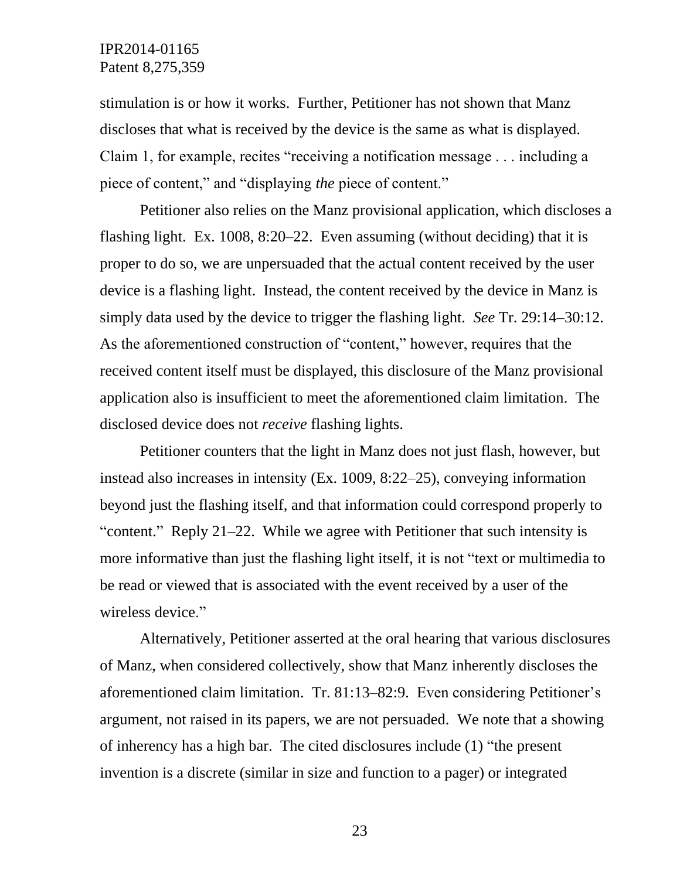stimulation is or how it works. Further, Petitioner has not shown that Manz discloses that what is received by the device is the same as what is displayed. Claim 1, for example, recites "receiving a notification message . . . including a piece of content," and "displaying *the* piece of content."

Petitioner also relies on the Manz provisional application, which discloses a flashing light. Ex. 1008, 8:20–22. Even assuming (without deciding) that it is proper to do so, we are unpersuaded that the actual content received by the user device is a flashing light. Instead, the content received by the device in Manz is simply data used by the device to trigger the flashing light. *See* Tr. 29:14–30:12. As the aforementioned construction of "content," however, requires that the received content itself must be displayed, this disclosure of the Manz provisional application also is insufficient to meet the aforementioned claim limitation. The disclosed device does not *receive* flashing lights.

Petitioner counters that the light in Manz does not just flash, however, but instead also increases in intensity (Ex. 1009, 8:22–25), conveying information beyond just the flashing itself, and that information could correspond properly to "content." Reply 21–22. While we agree with Petitioner that such intensity is more informative than just the flashing light itself, it is not "text or multimedia to be read or viewed that is associated with the event received by a user of the wireless device."

Alternatively, Petitioner asserted at the oral hearing that various disclosures of Manz, when considered collectively, show that Manz inherently discloses the aforementioned claim limitation. Tr. 81:13–82:9. Even considering Petitioner's argument, not raised in its papers, we are not persuaded. We note that a showing of inherency has a high bar. The cited disclosures include (1) "the present invention is a discrete (similar in size and function to a pager) or integrated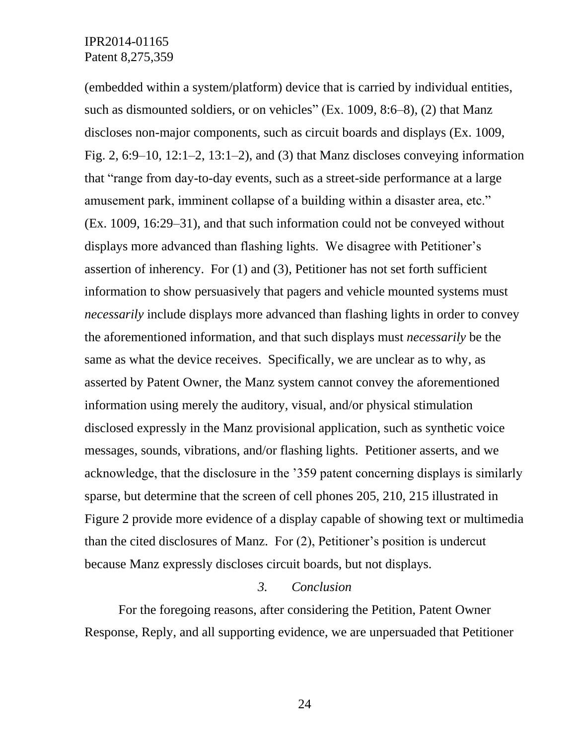(embedded within a system/platform) device that is carried by individual entities, such as dismounted soldiers, or on vehicles" (Ex. 1009, 8:6–8), (2) that Manz discloses non-major components, such as circuit boards and displays (Ex. 1009, Fig. 2, 6:9–10, 12:1–2, 13:1–2), and (3) that Manz discloses conveying information that "range from day-to-day events, such as a street-side performance at a large amusement park, imminent collapse of a building within a disaster area, etc." (Ex. 1009, 16:29–31), and that such information could not be conveyed without displays more advanced than flashing lights. We disagree with Petitioner's assertion of inherency. For (1) and (3), Petitioner has not set forth sufficient information to show persuasively that pagers and vehicle mounted systems must *necessarily* include displays more advanced than flashing lights in order to convey the aforementioned information, and that such displays must *necessarily* be the same as what the device receives. Specifically, we are unclear as to why, as asserted by Patent Owner, the Manz system cannot convey the aforementioned information using merely the auditory, visual, and/or physical stimulation disclosed expressly in the Manz provisional application, such as synthetic voice messages, sounds, vibrations, and/or flashing lights. Petitioner asserts, and we acknowledge, that the disclosure in the '359 patent concerning displays is similarly sparse, but determine that the screen of cell phones 205, 210, 215 illustrated in Figure 2 provide more evidence of a display capable of showing text or multimedia than the cited disclosures of Manz. For (2), Petitioner's position is undercut because Manz expressly discloses circuit boards, but not displays.

### *3. Conclusion*

For the foregoing reasons, after considering the Petition, Patent Owner Response, Reply, and all supporting evidence, we are unpersuaded that Petitioner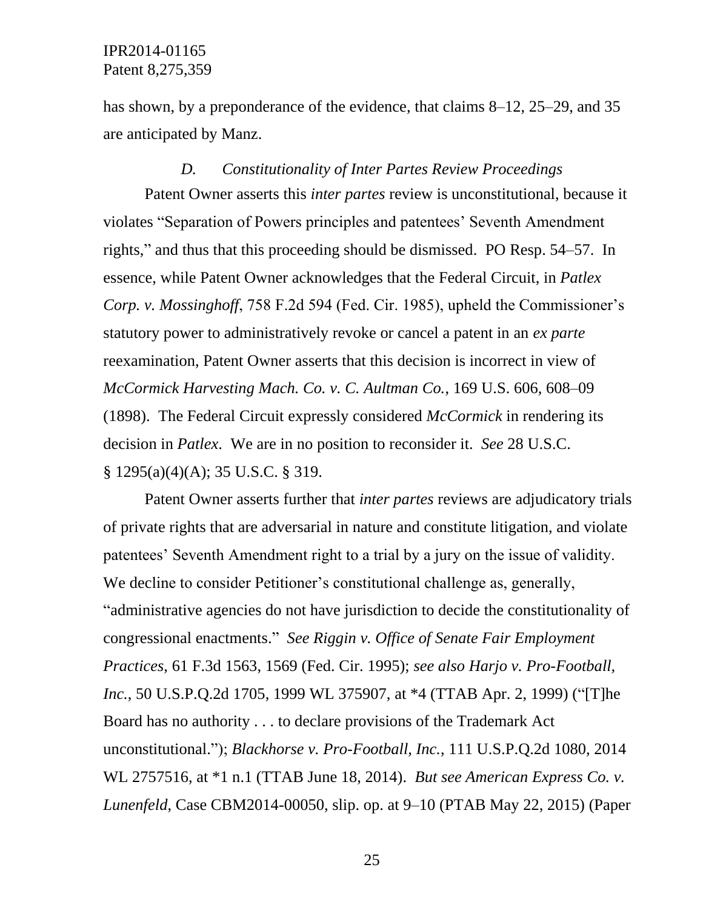has shown, by a preponderance of the evidence, that claims 8–12, 25–29, and 35 are anticipated by Manz.

### *D. Constitutionality of Inter Partes Review Proceedings*

Patent Owner asserts this *inter partes* review is unconstitutional, because it violates "Separation of Powers principles and patentees' Seventh Amendment rights," and thus that this proceeding should be dismissed. PO Resp. 54–57. In essence, while Patent Owner acknowledges that the Federal Circuit, in *Patlex Corp. v. Mossinghoff*, 758 F.2d 594 (Fed. Cir. 1985), upheld the Commissioner's statutory power to administratively revoke or cancel a patent in an *ex parte* reexamination, Patent Owner asserts that this decision is incorrect in view of *McCormick Harvesting Mach. Co. v. C. Aultman Co.*, 169 U.S. 606, 608–09 (1898). The Federal Circuit expressly considered *McCormick* in rendering its decision in *Patlex*. We are in no position to reconsider it. *See* 28 U.S.C. § 1295(a)(4)(A); 35 U.S.C. § 319.

Patent Owner asserts further that *inter partes* reviews are adjudicatory trials of private rights that are adversarial in nature and constitute litigation, and violate patentees' Seventh Amendment right to a trial by a jury on the issue of validity. We decline to consider Petitioner's constitutional challenge as, generally, "administrative agencies do not have jurisdiction to decide the constitutionality of congressional enactments." *See Riggin v. Office of Senate Fair Employment Practices*, 61 F.3d 1563, 1569 (Fed. Cir. 1995); *see also Harjo v. Pro-Football, Inc.*, 50 U.S.P.Q.2d 1705, 1999 WL 375907, at *4 (TTAB Apr. 2, 1999) ("[T]he Board has no authority . . . to declare provisions of the Trademark Act unconstitutional."); *Blackhorse v. Pro-Football, Inc.*, 111 U.S.P.Q.2d 1080, 2014 WL 2757516, at *1 n.1 (TTAB June 18, 2014). *But see American Express Co. v. Lunenfeld*, Case CBM2014-00050, slip. op. at 9–10 (PTAB May 22, 2015) (Paper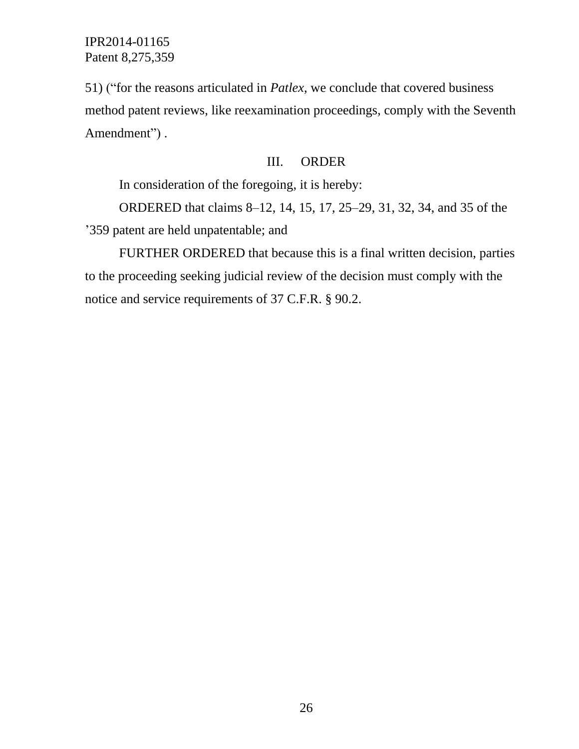51) ("for the reasons articulated in *Patlex*, we conclude that covered business method patent reviews, like reexamination proceedings, comply with the Seventh Amendment") .

## III. ORDER

In consideration of the foregoing, it is hereby:

ORDERED that claims 8–12, 14, 15, 17, 25–29, 31, 32, 34, and 35 of the '359 patent are held unpatentable; and

FURTHER ORDERED that because this is a final written decision, parties to the proceeding seeking judicial review of the decision must comply with the notice and service requirements of 37 C.F.R. § 90.2.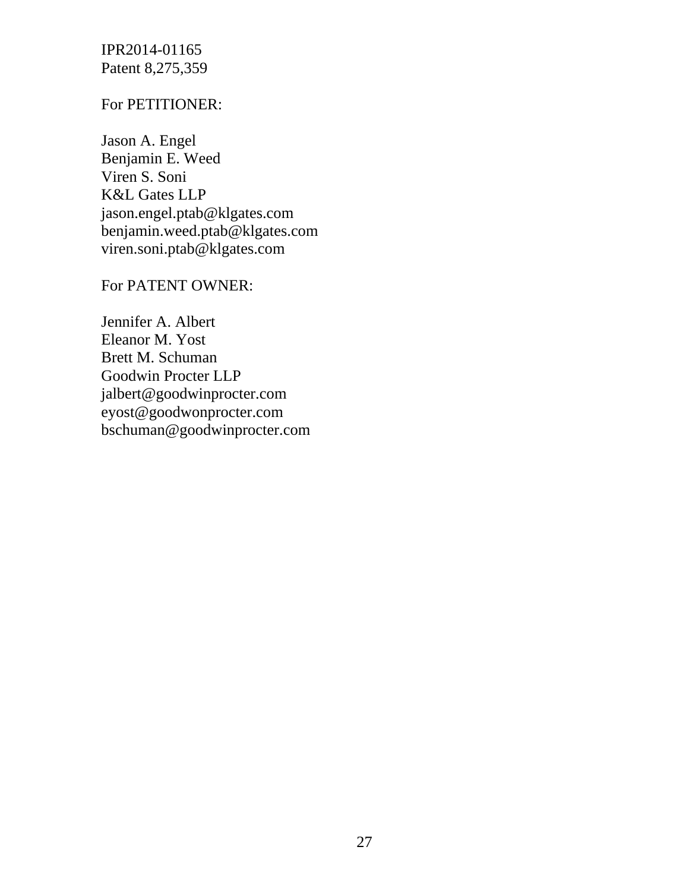IPR2014-01165
Patent 8,275,359

For PETITIONER:

Jason A. Engel
Benjamin E. Weed
Viren S. Soni
K&L Gates LLP
jason.engel.ptab@klgates.com
benjamin.weed.ptab@klgates.com
viren.soni.ptab@klgates.com

For PATENT OWNER:

Jennifer A. Albert
Eleanor M. Yost
Brett M. Schuman
Goodwin Procter LLP
jalbert@goodwinprocter.com
eyost@goodwonprocter.com
bschuman@goodwinprocter.com